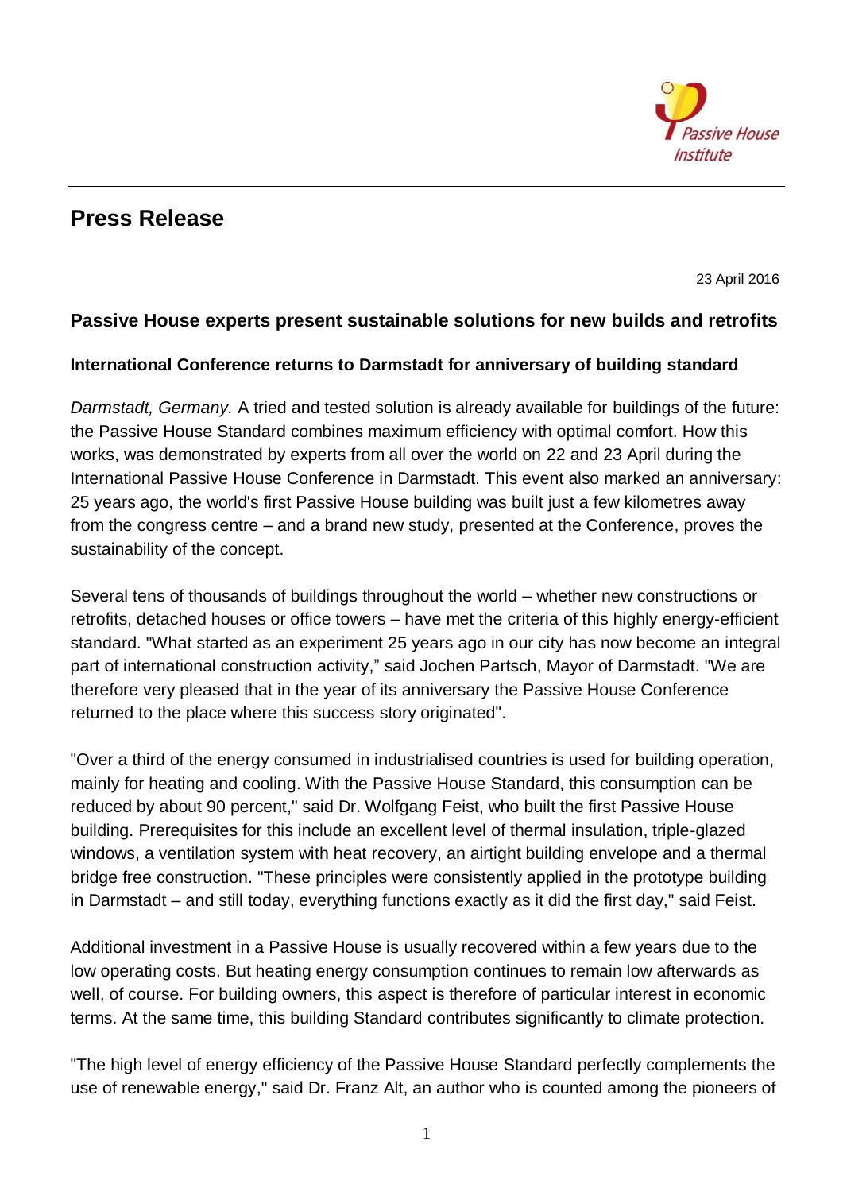Passive House Institute

# Press Release

23 April 2016

## Passive House experts present sustainable solutions for new builds and retrofits

### International Conference returns to Darmstadt for anniversary of building standard

*Darmstadt, Germany.* A tried and tested solution is already available for buildings of the future: the Passive House Standard combines maximum efficiency with optimal comfort. How this works, was demonstrated by experts from all over the world on 22 and 23 April during the International Passive House Conference in Darmstadt. This event also marked an anniversary: 25 years ago, the world's first Passive House building was built just a few kilometres away from the congress centre – and a brand new study, presented at the Conference, proves the sustainability of the concept.

Several tens of thousands of buildings throughout the world – whether new constructions or retrofits, detached houses or office towers – have met the criteria of this highly energy-efficient standard. "What started as an experiment 25 years ago in our city has now become an integral part of international construction activity," said Jochen Partsch, Mayor of Darmstadt. "We are therefore very pleased that in the year of its anniversary the Passive House Conference returned to the place where this success story originated".

"Over a third of the energy consumed in industrialised countries is used for building operation, mainly for heating and cooling. With the Passive House Standard, this consumption can be reduced by about 90 percent," said Dr. Wolfgang Feist, who built the first Passive House building. Prerequisites for this include an excellent level of thermal insulation, triple-glazed windows, a ventilation system with heat recovery, an airtight building envelope and a thermal bridge free construction. "These principles were consistently applied in the prototype building in Darmstadt – and still today, everything functions exactly as it did the first day," said Feist.

Additional investment in a Passive House is usually recovered within a few years due to the low operating costs. But heating energy consumption continues to remain low afterwards as well, of course. For building owners, this aspect is therefore of particular interest in economic terms. At the same time, this building Standard contributes significantly to climate protection.

"The high level of energy efficiency of the Passive House Standard perfectly complements the use of renewable energy," said Dr. Franz Alt, an author who is counted among the pioneers of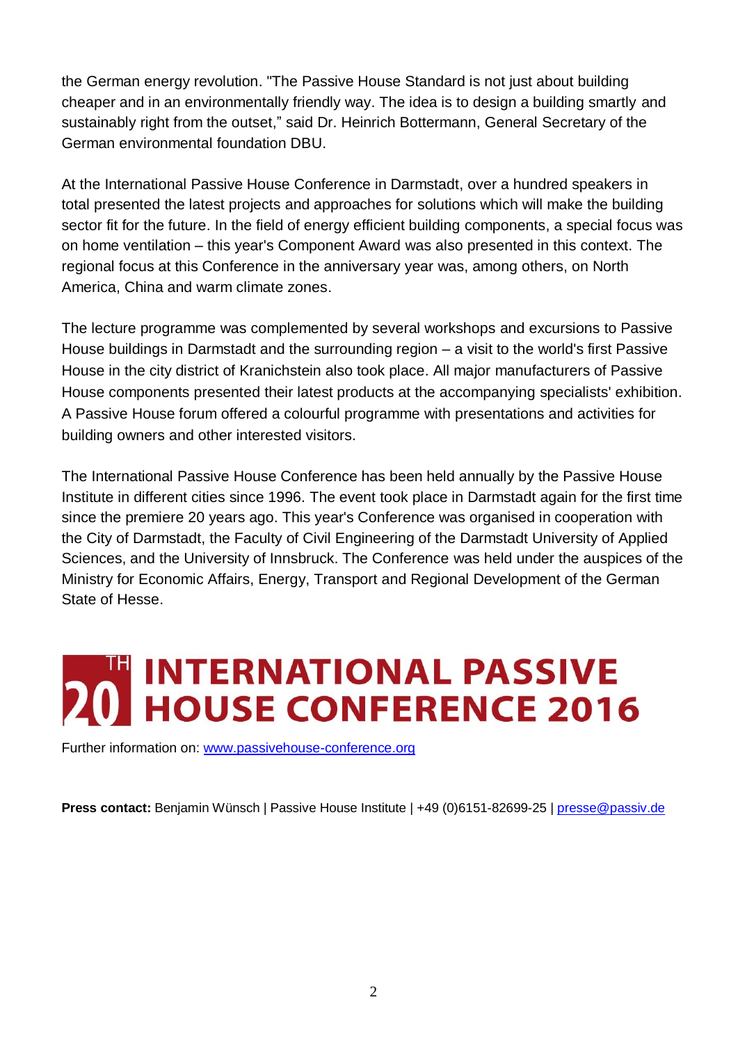the German energy revolution. "The Passive House Standard is not just about building cheaper and in an environmentally friendly way. The idea is to design a building smartly and sustainably right from the outset," said Dr. Heinrich Bottermann, General Secretary of the German environmental foundation DBU.

At the International Passive House Conference in Darmstadt, over a hundred speakers in total presented the latest projects and approaches for solutions which will make the building sector fit for the future. In the field of energy efficient building components, a special focus was on home ventilation – this year's Component Award was also presented in this context. The regional focus at this Conference in the anniversary year was, among others, on North America, China and warm climate zones.

The lecture programme was complemented by several workshops and excursions to Passive House buildings in Darmstadt and the surrounding region – a visit to the world's first Passive House in the city district of Kranichstein also took place. All major manufacturers of Passive House components presented their latest products at the accompanying specialists' exhibition. A Passive House forum offered a colourful programme with presentations and activities for building owners and other interested visitors.

The International Passive House Conference has been held annually by the Passive House Institute in different cities since 1996. The event took place in Darmstadt again for the first time since the premiere 20 years ago. This year's Conference was organised in cooperation with the City of Darmstadt, the Faculty of Civil Engineering of the Darmstadt University of Applied Sciences, and the University of Innsbruck. The Conference was held under the auspices of the Ministry for Economic Affairs, Energy, Transport and Regional Development of the German State of Hesse.

# 20TH INTERNATIONAL PASSIVE HOUSE CONFERENCE 2016

Further information on: www.passivehouse-conference.org

**Press contact:** Benjamin Wünsch | Passive House Institute | +49 (0)6151-82699-25 | presse@passiv.de